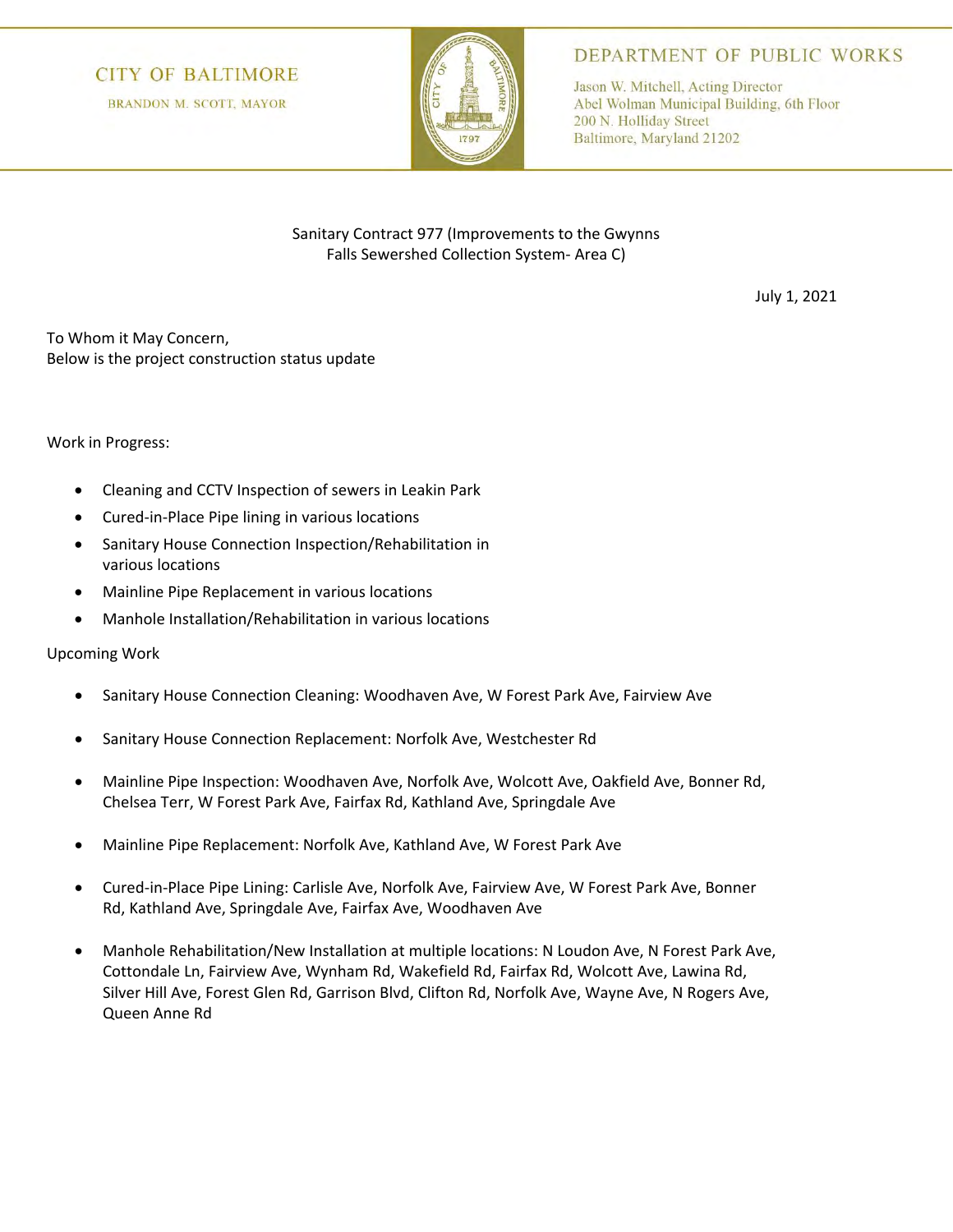CITY OF BALTIMORE

BRANDON M. SCOTT, MAYOR

DEPARTMENT OF PUBLIC WORKS

Jason W. Mitchell, Acting Director
Abel Wolman Municipal Building, 6th Floor
200 N. Holliday Street
Baltimore, Maryland 21202

Sanitary Contract 977 (Improvements to the Gwynns Falls Sewershed Collection System- Area C)

July 1, 2021

To Whom it May Concern,
Below is the project construction status update

Work in Progress:

- Cleaning and CCTV Inspection of sewers in Leakin Park
- Cured-in-Place Pipe lining in various locations
- Sanitary House Connection Inspection/Rehabilitation in various locations
- Mainline Pipe Replacement in various locations
- Manhole Installation/Rehabilitation in various locations

Upcoming Work

- Sanitary House Connection Cleaning: Woodhaven Ave, W Forest Park Ave, Fairview Ave
- Sanitary House Connection Replacement: Norfolk Ave, Westchester Rd
- Mainline Pipe Inspection: Woodhaven Ave, Norfolk Ave, Wolcott Ave, Oakfield Ave, Bonner Rd, Chelsea Terr, W Forest Park Ave, Fairfax Rd, Kathland Ave, Springdale Ave
- Mainline Pipe Replacement: Norfolk Ave, Kathland Ave, W Forest Park Ave
- Cured-in-Place Pipe Lining: Carlisle Ave, Norfolk Ave, Fairview Ave, W Forest Park Ave, Bonner Rd, Kathland Ave, Springdale Ave, Fairfax Ave, Woodhaven Ave
- Manhole Rehabilitation/New Installation at multiple locations: N Loudon Ave, N Forest Park Ave, Cottondale Ln, Fairview Ave, Wynham Rd, Wakefield Rd, Fairfax Rd, Wolcott Ave, Lawina Rd, Silver Hill Ave, Forest Glen Rd, Garrison Blvd, Clifton Rd, Norfolk Ave, Wayne Ave, N Rogers Ave, Queen Anne Rd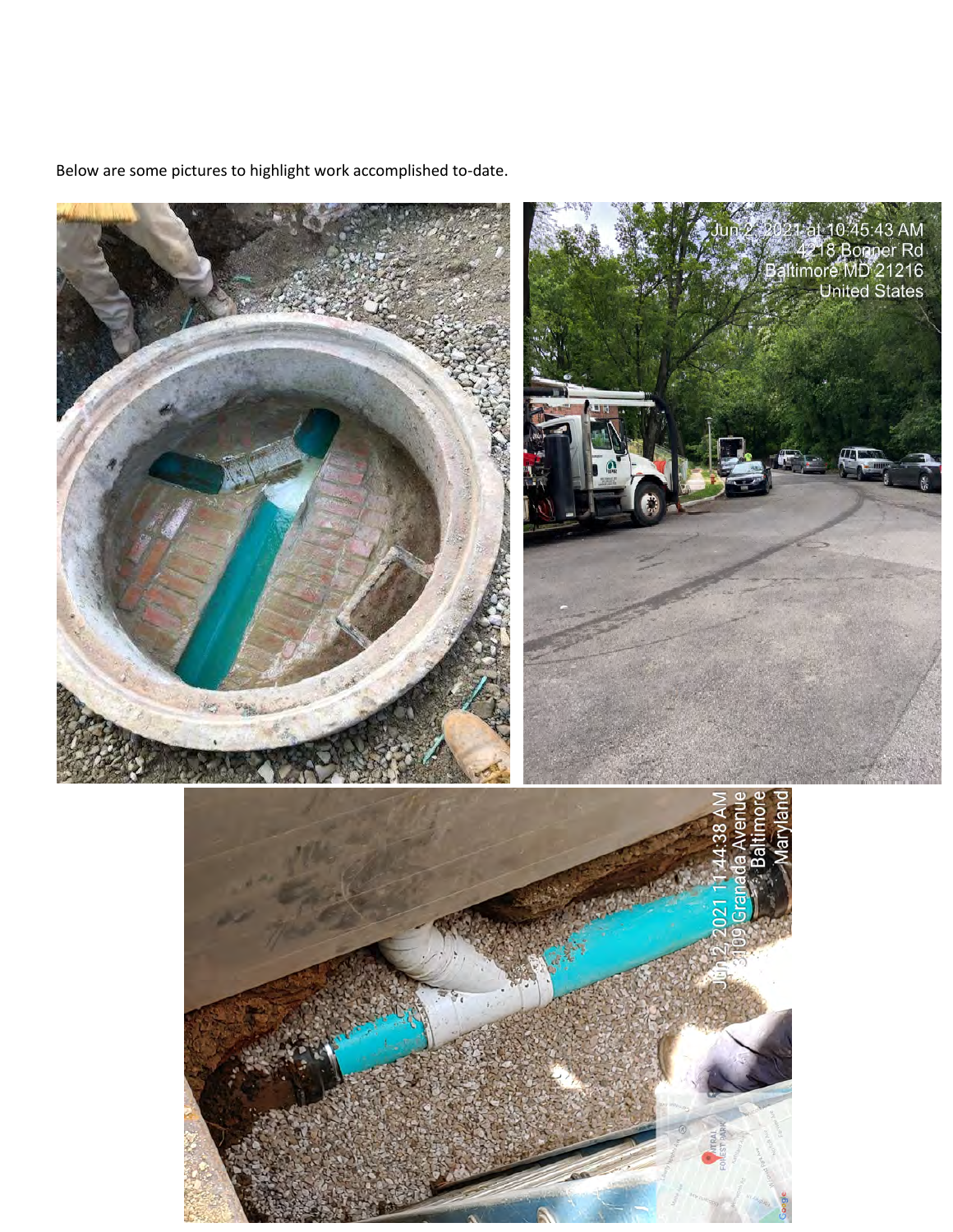Below are some pictures to highlight work accomplished to-date.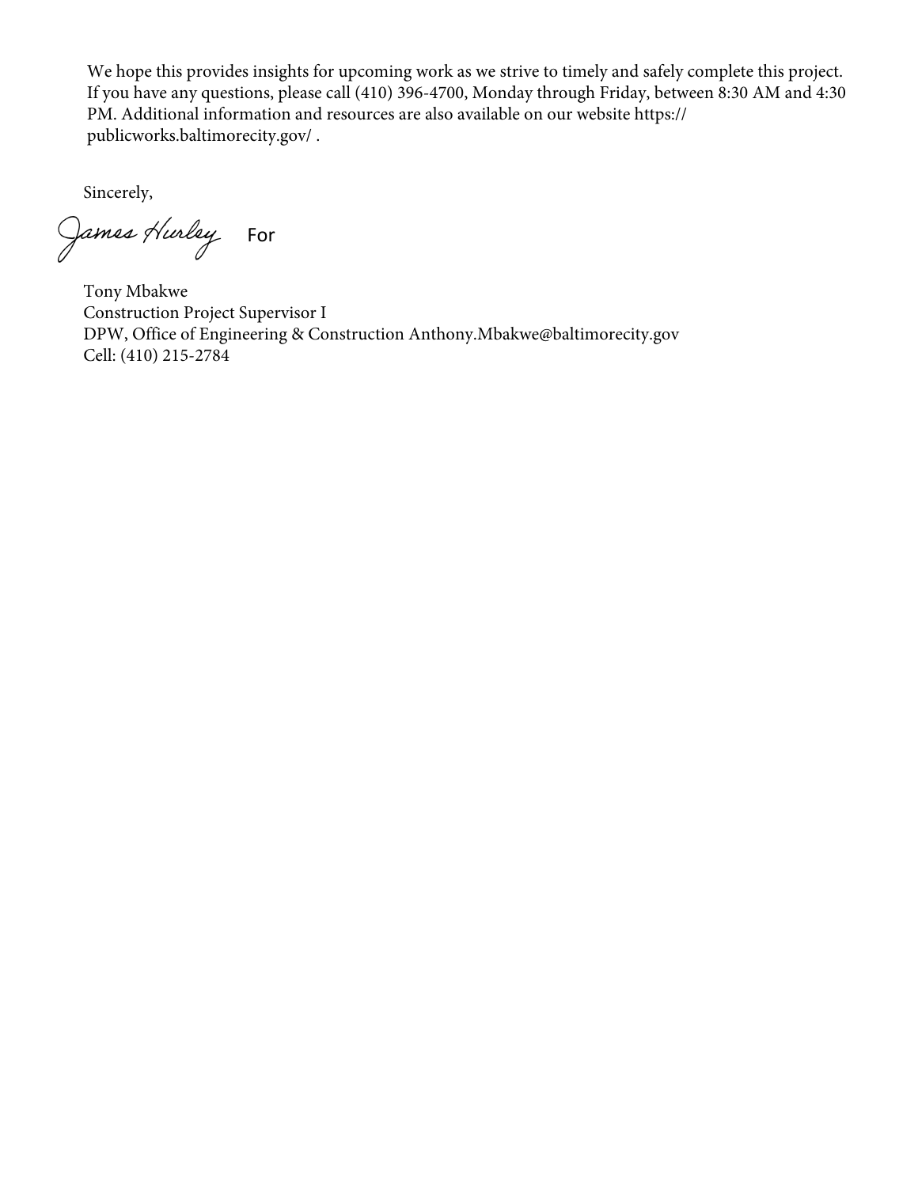We hope this provides insights for upcoming work as we strive to timely and safely complete this project. If you have any questions, please call (410) 396-4700, Monday through Friday, between 8:30 AM and 4:30 PM. Additional information and resources are also available on our website https://publicworks.baltimorecity.gov/ .

Sincerely,

James Hurley For

Tony Mbakwe
Construction Project Supervisor I
DPW, Office of Engineering & Construction Anthony.Mbakwe@baltimorecity.gov
Cell: (410) 215-2784